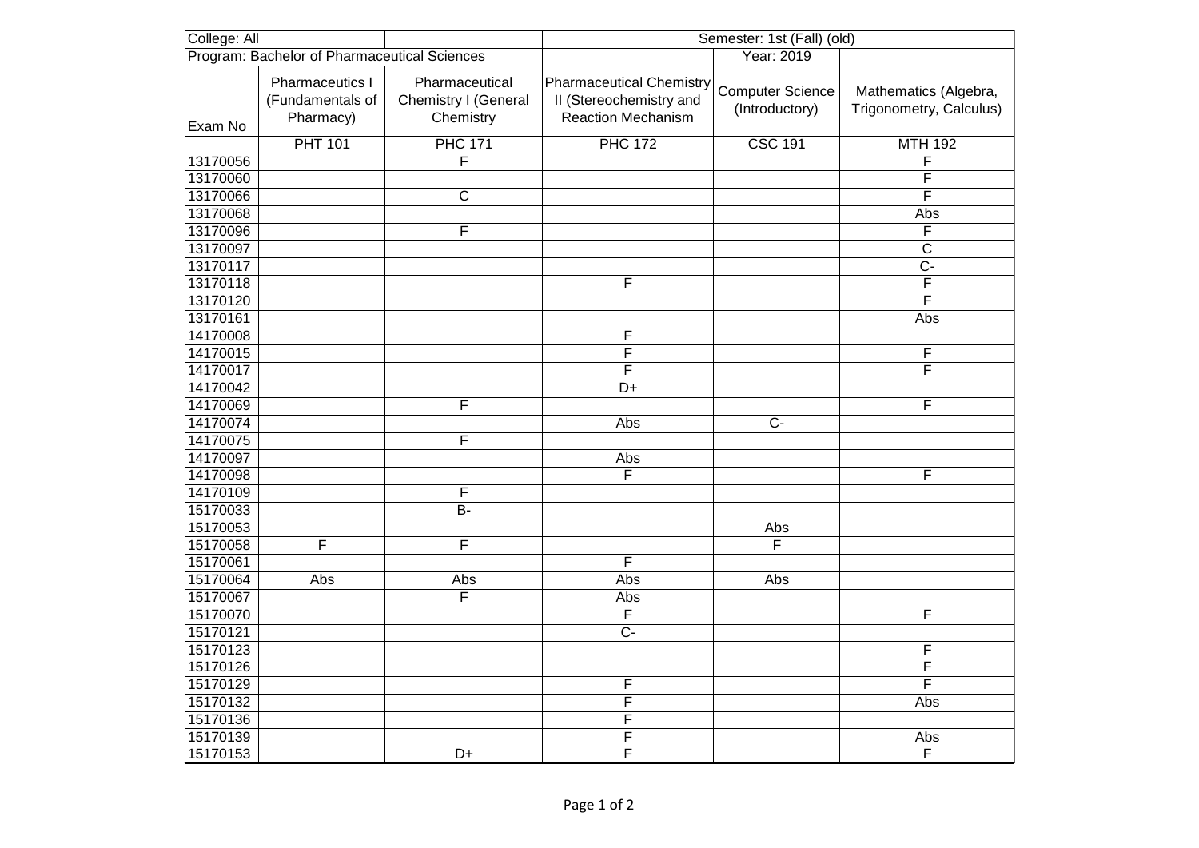| College: All | | | Semester: 1st (Fall) (old) | | |
|---|---|---|---|---|---|
| Program: Bachelor of Pharmaceutical Sciences | | | | Year: 2019 | |
| Exam No | Pharmaceutics I (Fundamentals of Pharmacy) | Pharmaceutical Chemistry I (General Chemistry | Pharmaceutical Chemistry II (Stereochemistry and Reaction Mechanism | Computer Science (Introductory) | Mathematics (Algebra, Trigonometry, Calculus) |
| | PHT 101 | PHC 171 | PHC 172 | CSC 191 | MTH 192 |
| 13170056 | | F | | | F |
| 13170060 | | | | | F |
| 13170066 | | C | | | F |
| 13170068 | | | | | Abs |
| 13170096 | | F | | | F |
| 13170097 | | | | | C |
| 13170117 | | | | | C- |
| 13170118 | | | F | | F |
| 13170120 | | | | | F |
| 13170161 | | | | | Abs |
| 14170008 | | | F | | |
| 14170015 | | | F | | F |
| 14170017 | | | F | | F |
| 14170042 | | | D+ | | |
| 14170069 | | F | | | F |
| 14170074 | | | Abs | C- | |
| 14170075 | | F | | | |
| 14170097 | | | Abs | | |
| 14170098 | | | F | | F |
| 14170109 | | F | | | |
| 15170033 | | B- | | | |
| 15170053 | | | | Abs | |
| 15170058 | F | F | | F | |
| 15170061 | | | F | | |
| 15170064 | Abs | Abs | Abs | Abs | |
| 15170067 | | F | Abs | | |
| 15170070 | | | F | | F |
| 15170121 | | | C- | | |
| 15170123 | | | | | F |
| 15170126 | | | | | F |
| 15170129 | | | F | | F |
| 15170132 | | | F | | Abs |
| 15170136 | | | F | | |
| 15170139 | | | F | | Abs |
| 15170153 | | D+ | F | | F |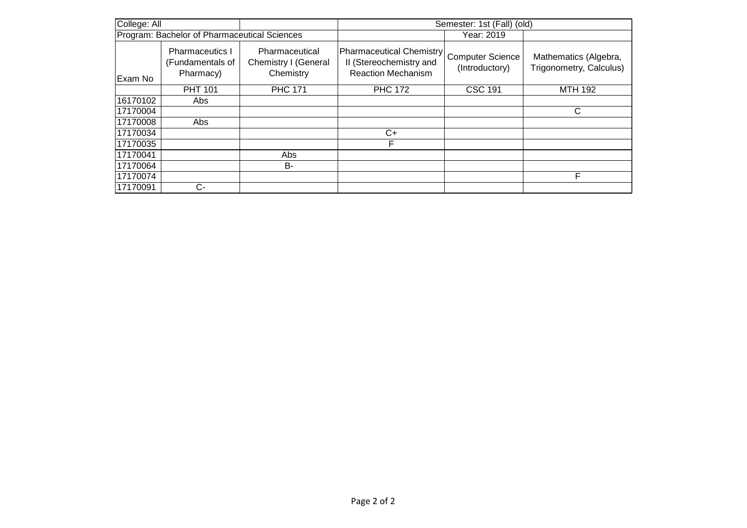| College: All | | | Semester: 1st (Fall) (old) | | |
|---|---|---|---|---|---|
| Program: Bachelor of Pharmaceutical Sciences | | | | Year: 2019 | |
| Exam No | Pharmaceutics I (Fundamentals of Pharmacy) | Pharmaceutical Chemistry I (General Chemistry | Pharmaceutical Chemistry II (Stereochemistry and Reaction Mechanism | Computer Science (Introductory) | Mathematics (Algebra, Trigonometry, Calculus) |
| | PHT 101 | PHC 171 | PHC 172 | CSC 191 | MTH 192 |
| 16170102 | Abs | | | | |
| 17170004 | | | | | C |
| 17170008 | Abs | | | | |
| 17170034 | | | C+ | | |
| 17170035 | | | F | | |
| 17170041 | | Abs | | | |
| 17170064 | | B- | | | |
| 17170074 | | | | | F |
| 17170091 | C- | | | | |